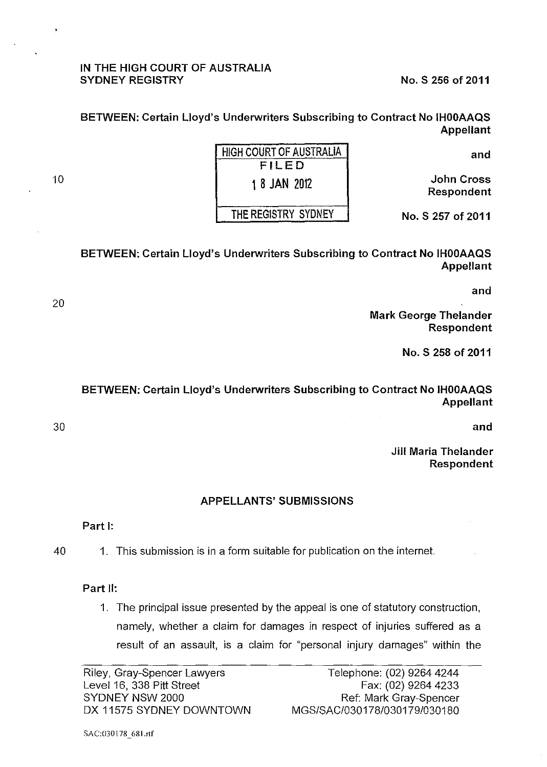IN THE HIGH COURT OF AUSTRALIA
SYDNEY REGISTRY

No. S 256 of 2011

BETWEEN: Certain Lloyd's Underwriters Subscribing to Contract No IH00AAQS
Appellant

and

John Cross
Respondent

HIGH COURT OF AUSTRALIA
FILED
18 JAN 2012
THE REGISTRY SYDNEY

No. S 257 of 2011

BETWEEN: Certain Lloyd's Underwriters Subscribing to Contract No IH00AAQS
Appellant

and

Mark George Thelander
Respondent

No. S 258 of 2011

BETWEEN: Certain Lloyd's Underwriters Subscribing to Contract No IH00AAQS
Appellant

and

Jill Maria Thelander
Respondent

## APPELLANTS' SUBMISSIONS

**Part I:**

1. This submission is in a form suitable for publication on the internet.

**Part II:**

1. The principal issue presented by the appeal is one of statutory construction, namely, whether a claim for damages in respect of injuries suffered as a result of an assault, is a claim for "personal injury damages" within the

Riley, Gray-Spencer Lawyers
Level 16, 338 Pitt Street
SYDNEY NSW 2000
DX 11575 SYDNEY DOWNTOWN

Telephone: (02) 9264 4244
Fax: (02) 9264 4233
Ref: Mark Gray-Spencer
MGS/SAC/030178/030179/030180

SAC:030178_681.rtf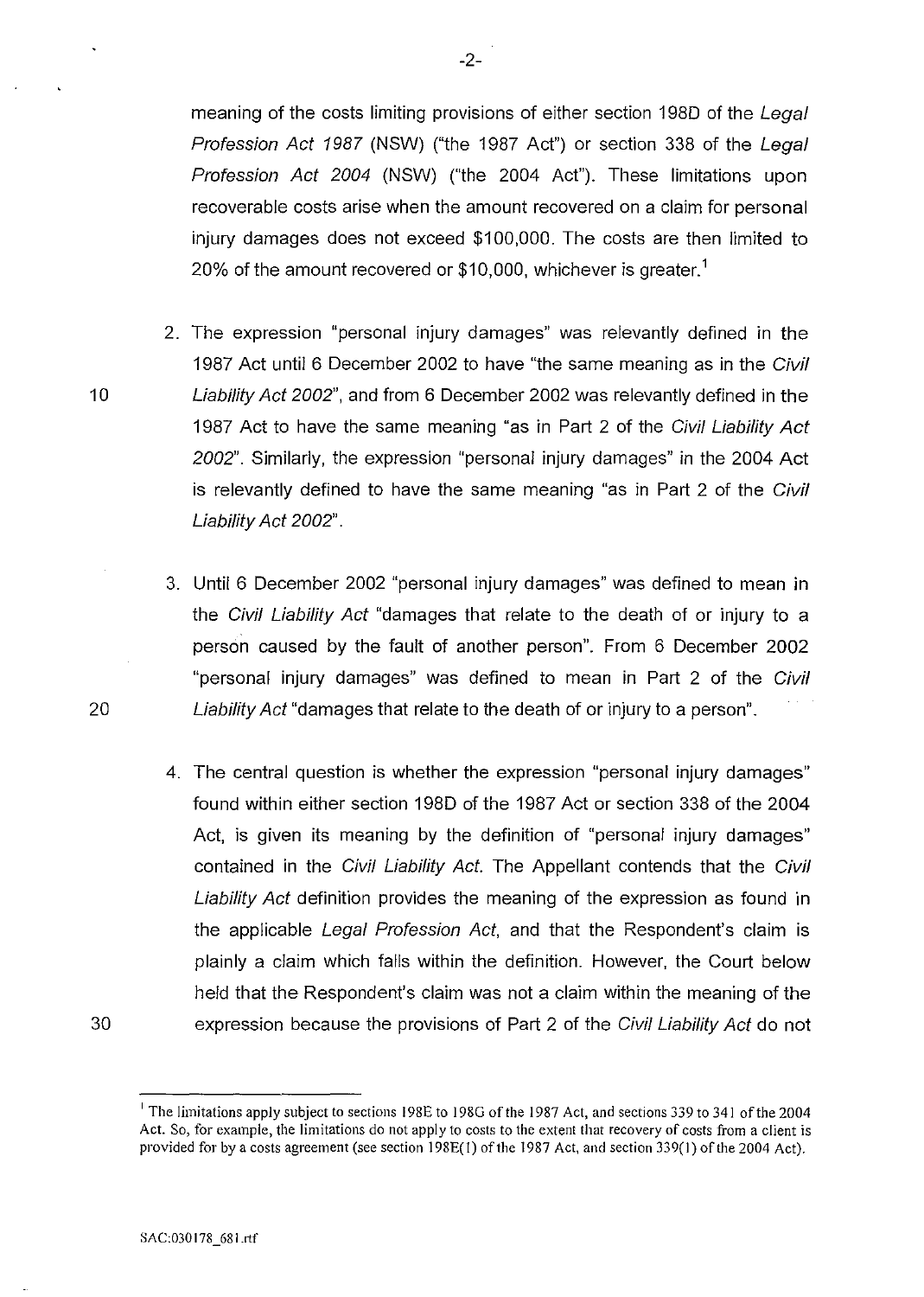meaning of the costs limiting provisions of either section 198D of the *Legal Profession Act 1987* (NSW) ("the 1987 Act") or section 338 of the *Legal Profession Act 2004* (NSW) ("the 2004 Act"). These limitations upon recoverable costs arise when the amount recovered on a claim for personal injury damages does not exceed $100,000. The costs are then limited to 20% of the amount recovered or $10,000, whichever is greater.[1]

2. The expression "personal injury damages" was relevantly defined in the 1987 Act until 6 December 2002 to have "the same meaning as in the *Civil Liability Act 2002*", and from 6 December 2002 was relevantly defined in the 1987 Act to have the same meaning "as in Part 2 of the *Civil Liability Act 2002*". Similarly, the expression "personal injury damages" in the 2004 Act is relevantly defined to have the same meaning "as in Part 2 of the *Civil Liability Act 2002*".

3. Until 6 December 2002 "personal injury damages" was defined to mean in the *Civil Liability Act* "damages that relate to the death of or injury to a person caused by the fault of another person". From 6 December 2002 "personal injury damages" was defined to mean in Part 2 of the *Civil Liability Act* "damages that relate to the death of or injury to a person".

4. The central question is whether the expression "personal injury damages" found within either section 198D of the 1987 Act or section 338 of the 2004 Act, is given its meaning by the definition of "personal injury damages" contained in the *Civil Liability Act*. The Appellant contends that the *Civil Liability Act* definition provides the meaning of the expression as found in the applicable *Legal Profession Act*, and that the Respondent's claim is plainly a claim which falls within the definition. However, the Court below held that the Respondent's claim was not a claim within the meaning of the expression because the provisions of Part 2 of the *Civil Liability Act* do not

---

[1] The limitations apply subject to sections 198E to 198G of the 1987 Act, and sections 339 to 341 of the 2004 Act. So, for example, the limitations do not apply to costs to the extent that recovery of costs from a client is provided for by a costs agreement (see section 198E(1) of the 1987 Act, and section 339(1) of the 2004 Act).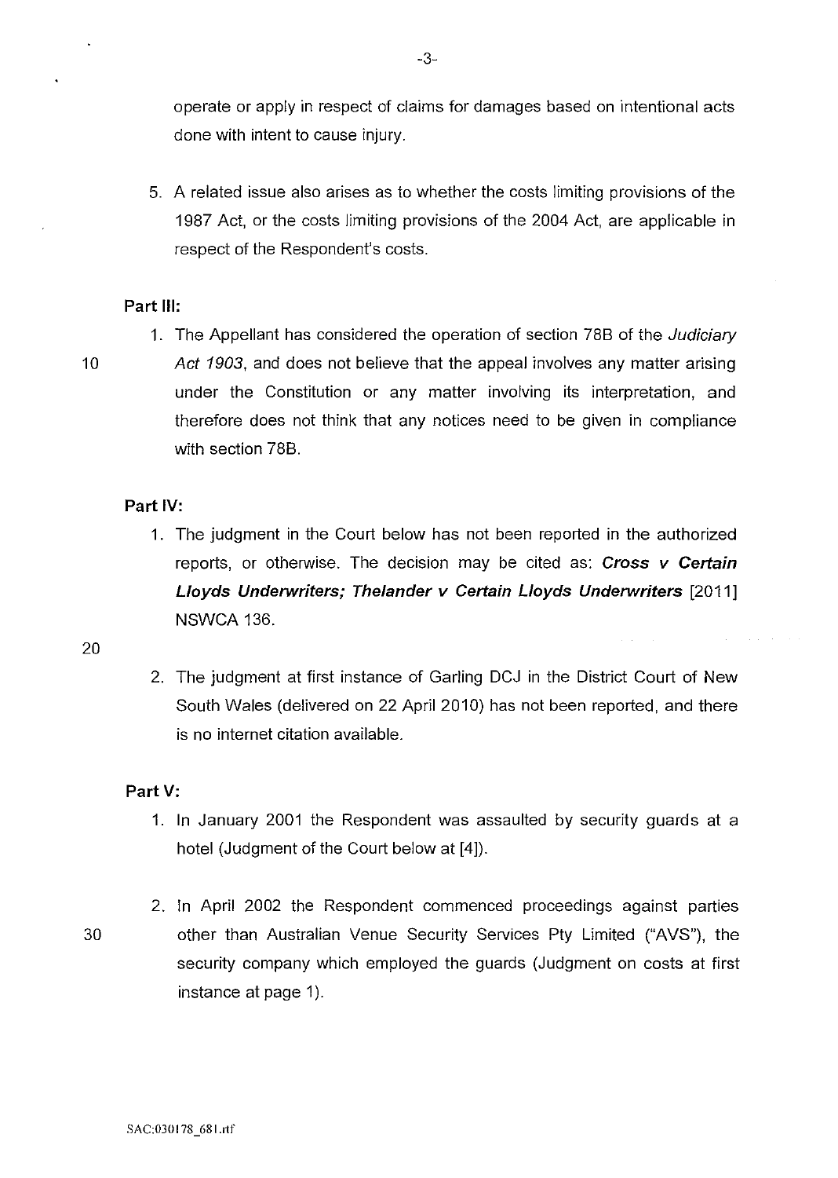operate or apply in respect of claims for damages based on intentional acts done with intent to cause injury.

5. A related issue also arises as to whether the costs limiting provisions of the 1987 Act, or the costs limiting provisions of the 2004 Act, are applicable in respect of the Respondent's costs.

**Part III:**

1. The Appellant has considered the operation of section 78B of the *Judiciary Act 1903*, and does not believe that the appeal involves any matter arising under the Constitution or any matter involving its interpretation, and therefore does not think that any notices need to be given in compliance with section 78B.

**Part IV:**

1. The judgment in the Court below has not been reported in the authorized reports, or otherwise. The decision may be cited as: ***Cross v Certain Lloyds Underwriters; Thelander v Certain Lloyds Underwriters*** [2011] NSWCA 136.

2. The judgment at first instance of Garling DCJ in the District Court of New South Wales (delivered on 22 April 2010) has not been reported, and there is no internet citation available.

**Part V:**

1. In January 2001 the Respondent was assaulted by security guards at a hotel (Judgment of the Court below at [4]).

2. In April 2002 the Respondent commenced proceedings against parties other than Australian Venue Security Services Pty Limited ("AVS"), the security company which employed the guards (Judgment on costs at first instance at page 1).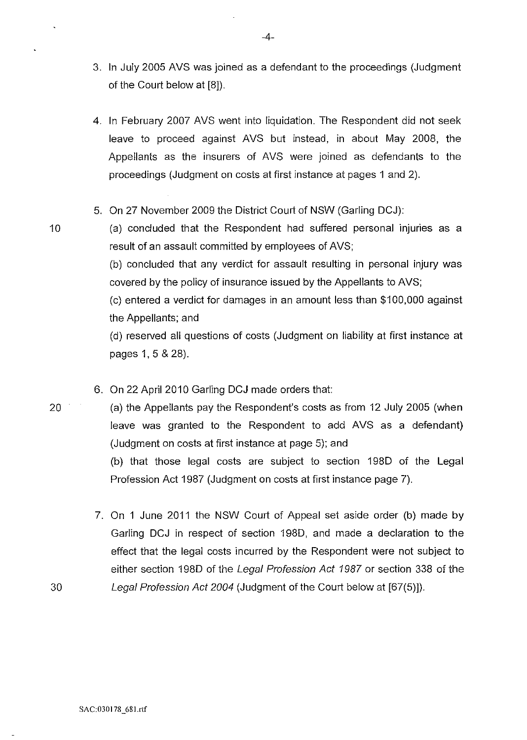3. In July 2005 AVS was joined as a defendant to the proceedings (Judgment of the Court below at [8]).

4. In February 2007 AVS went into liquidation. The Respondent did not seek leave to proceed against AVS but instead, in about May 2008, the Appellants as the insurers of AVS were joined as defendants to the proceedings (Judgment on costs at first instance at pages 1 and 2).

5. On 27 November 2009 the District Court of NSW (Garling DCJ):

   (a) concluded that the Respondent had suffered personal injuries as a result of an assault committed by employees of AVS;

   (b) concluded that any verdict for assault resulting in personal injury was covered by the policy of insurance issued by the Appellants to AVS;

   (c) entered a verdict for damages in an amount less than $100,000 against the Appellants; and

   (d) reserved all questions of costs (Judgment on liability at first instance at pages 1, 5 & 28).

6. On 22 April 2010 Garling DCJ made orders that:

   (a) the Appellants pay the Respondent's costs as from 12 July 2005 (when leave was granted to the Respondent to add AVS as a defendant) (Judgment on costs at first instance at page 5); and

   (b) that those legal costs are subject to section 198D of the Legal Profession Act 1987 (Judgment on costs at first instance page 7).

7. On 1 June 2011 the NSW Court of Appeal set aside order (b) made by Garling DCJ in respect of section 198D, and made a declaration to the effect that the legal costs incurred by the Respondent were not subject to either section 198D of the *Legal Profession Act 1987* or section 338 of the *Legal Profession Act 2004* (Judgment of the Court below at [67(5)]).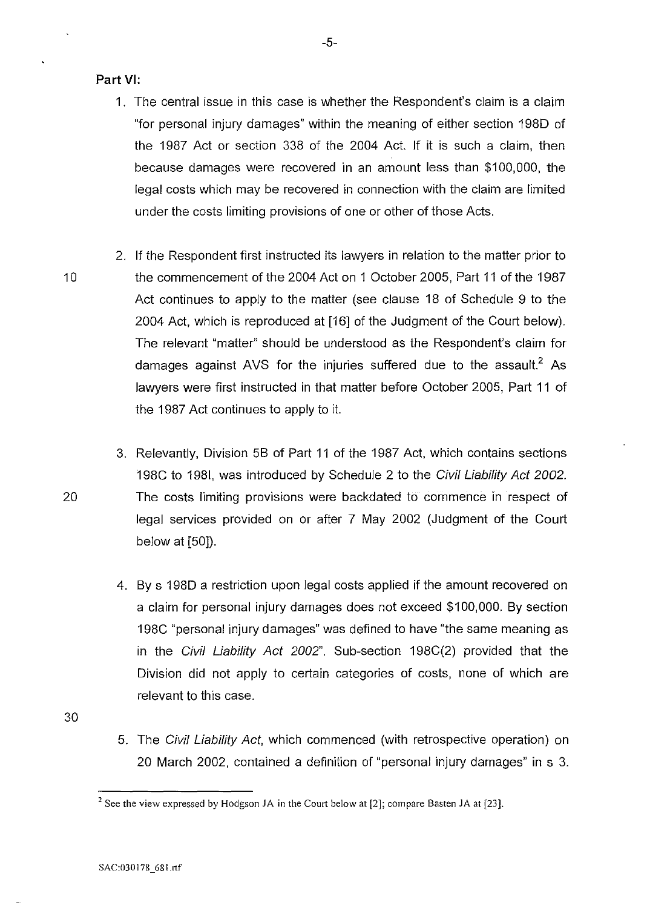**Part VI:**

1. The central issue in this case is whether the Respondent's claim is a claim "for personal injury damages" within the meaning of either section 198D of the 1987 Act or section 338 of the 2004 Act. If it is such a claim, then because damages were recovered in an amount less than $100,000, the legal costs which may be recovered in connection with the claim are limited under the costs limiting provisions of one or other of those Acts.

2. If the Respondent first instructed its lawyers in relation to the matter prior to the commencement of the 2004 Act on 1 October 2005, Part 11 of the 1987 Act continues to apply to the matter (see clause 18 of Schedule 9 to the 2004 Act, which is reproduced at [16] of the Judgment of the Court below). The relevant "matter" should be understood as the Respondent's claim for damages against AVS for the injuries suffered due to the assault.[2] As lawyers were first instructed in that matter before October 2005, Part 11 of the 1987 Act continues to apply to it.

3. Relevantly, Division 5B of Part 11 of the 1987 Act, which contains sections 198C to 198I, was introduced by Schedule 2 to the *Civil Liability Act 2002.* The costs limiting provisions were backdated to commence in respect of legal services provided on or after 7 May 2002 (Judgment of the Court below at [50]).

4. By s 198D a restriction upon legal costs applied if the amount recovered on a claim for personal injury damages does not exceed $100,000. By section 198C "personal injury damages" was defined to have "the same meaning as in the *Civil Liability Act 2002*". Sub-section 198C(2) provided that the Division did not apply to certain categories of costs, none of which are relevant to this case.

5. The *Civil Liability Act*, which commenced (with retrospective operation) on 20 March 2002, contained a definition of "personal injury damages" in s 3.

---

[2] See the view expressed by Hodgson JA in the Court below at [2]; compare Basten JA at [23].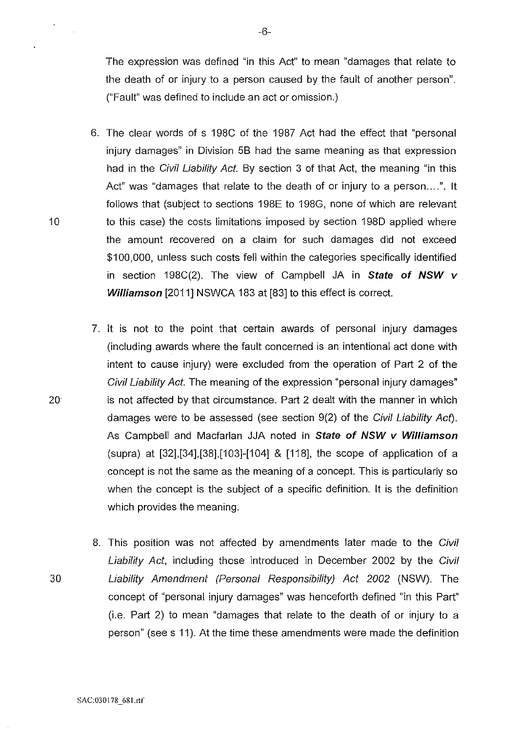The expression was defined "in this Act" to mean "damages that relate to the death of or injury to a person caused by the fault of another person". ("Fault" was defined to include an act or omission.)

6. The clear words of s 198C of the 1987 Act had the effect that "personal injury damages" in Division 5B had the same meaning as that expression had in the *Civil Liability Act*. By section 3 of that Act, the meaning "in this Act" was "damages that relate to the death of or injury to a person....". It follows that (subject to sections 198E to 198G, none of which are relevant to this case) the costs limitations imposed by section 198D applied where the amount recovered on a claim for such damages did not exceed $100,000, unless such costs fell within the categories specifically identified in section 198C(2). The view of Campbell JA in ***State of NSW v Williamson*** [2011] NSWCA 183 at [83] to this effect is correct.

7. It is not to the point that certain awards of personal injury damages (including awards where the fault concerned is an intentional act done with intent to cause injury) were excluded from the operation of Part 2 of the *Civil Liability Act*. The meaning of the expression "personal injury damages" is not affected by that circumstance. Part 2 dealt with the manner in which damages were to be assessed (see section 9(2) of the *Civil Liability Act*). As Campbell and Macfarlan JJA noted in ***State of NSW v Williamson*** (supra) at [32],[34],[38],[103]-[104] & [118], the scope of application of a concept is not the same as the meaning of a concept. This is particularly so when the concept is the subject of a specific definition. It is the definition which provides the meaning.

8. This position was not affected by amendments later made to the *Civil Liability Act*, including those introduced in December 2002 by the *Civil Liability Amendment (Personal Responsibility) Act 2002* (NSW). The concept of "personal injury damages" was henceforth defined "in this Part" (i.e. Part 2) to mean "damages that relate to the death of or injury to a person" (see s 11). At the time these amendments were made the definition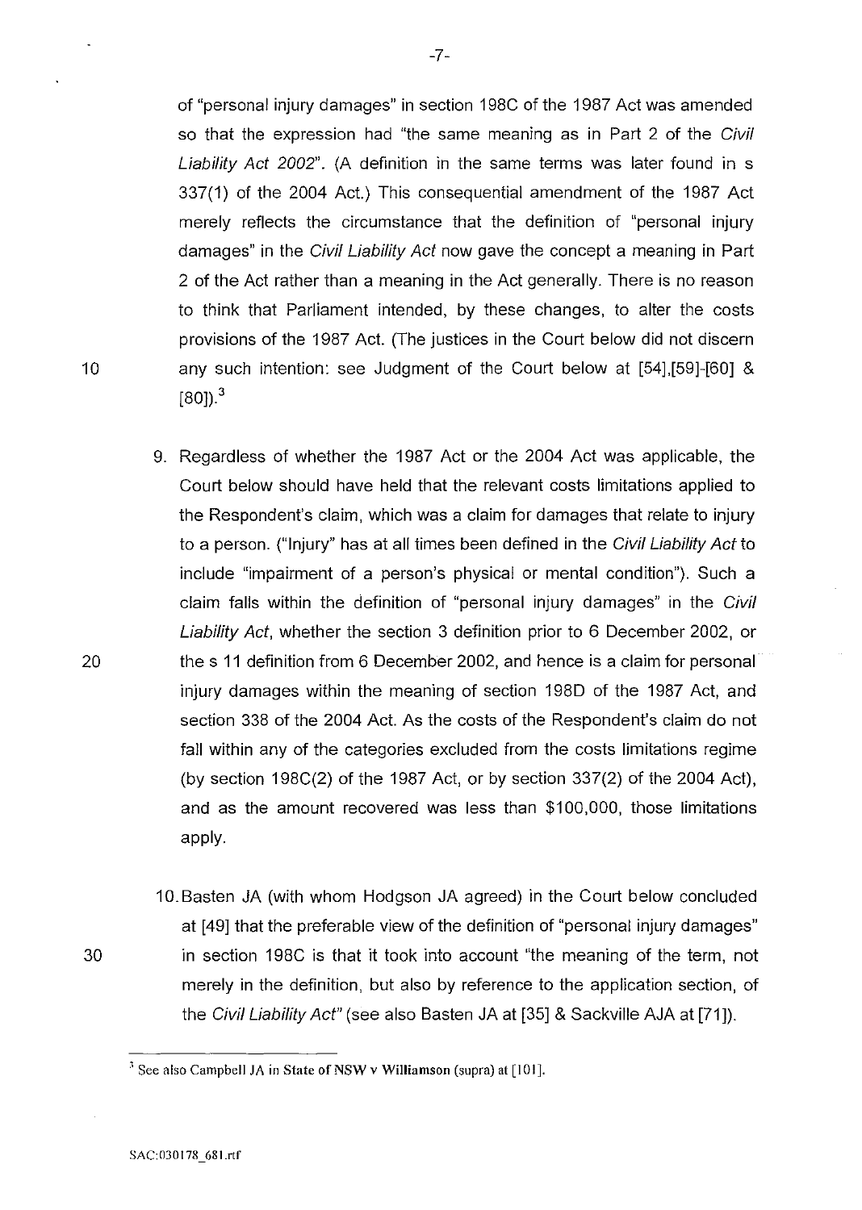of "personal injury damages" in section 198C of the 1987 Act was amended so that the expression had "the same meaning as in Part 2 of the *Civil Liability Act 2002*". (A definition in the same terms was later found in s 337(1) of the 2004 Act.) This consequential amendment of the 1987 Act merely reflects the circumstance that the definition of "personal injury damages" in the *Civil Liability Act* now gave the concept a meaning in Part 2 of the Act rather than a meaning in the Act generally. There is no reason to think that Parliament intended, by these changes, to alter the costs provisions of the 1987 Act. (The justices in the Court below did not discern any such intention: see Judgment of the Court below at [54],[59]-[60] & [80]).[3]

9. Regardless of whether the 1987 Act or the 2004 Act was applicable, the Court below should have held that the relevant costs limitations applied to the Respondent's claim, which was a claim for damages that relate to injury to a person. ("Injury" has at all times been defined in the *Civil Liability Act* to include "impairment of a person's physical or mental condition"). Such a claim falls within the definition of "personal injury damages" in the *Civil Liability Act*, whether the section 3 definition prior to 6 December 2002, or the s 11 definition from 6 December 2002, and hence is a claim for personal injury damages within the meaning of section 198D of the 1987 Act, and section 338 of the 2004 Act. As the costs of the Respondent's claim do not fall within any of the categories excluded from the costs limitations regime (by section 198C(2) of the 1987 Act, or by section 337(2) of the 2004 Act), and as the amount recovered was less than $100,000, those limitations apply.

10. Basten JA (with whom Hodgson JA agreed) in the Court below concluded at [49] that the preferable view of the definition of "personal injury damages" in section 198C is that it took into account "the meaning of the term, not merely in the definition, but also by reference to the application section, of the *Civil Liability Act*" (see also Basten JA at [35] & Sackville AJA at [71]).

---

[3] See also Campbell JA in **State of NSW v Williamson** (supra) at [101].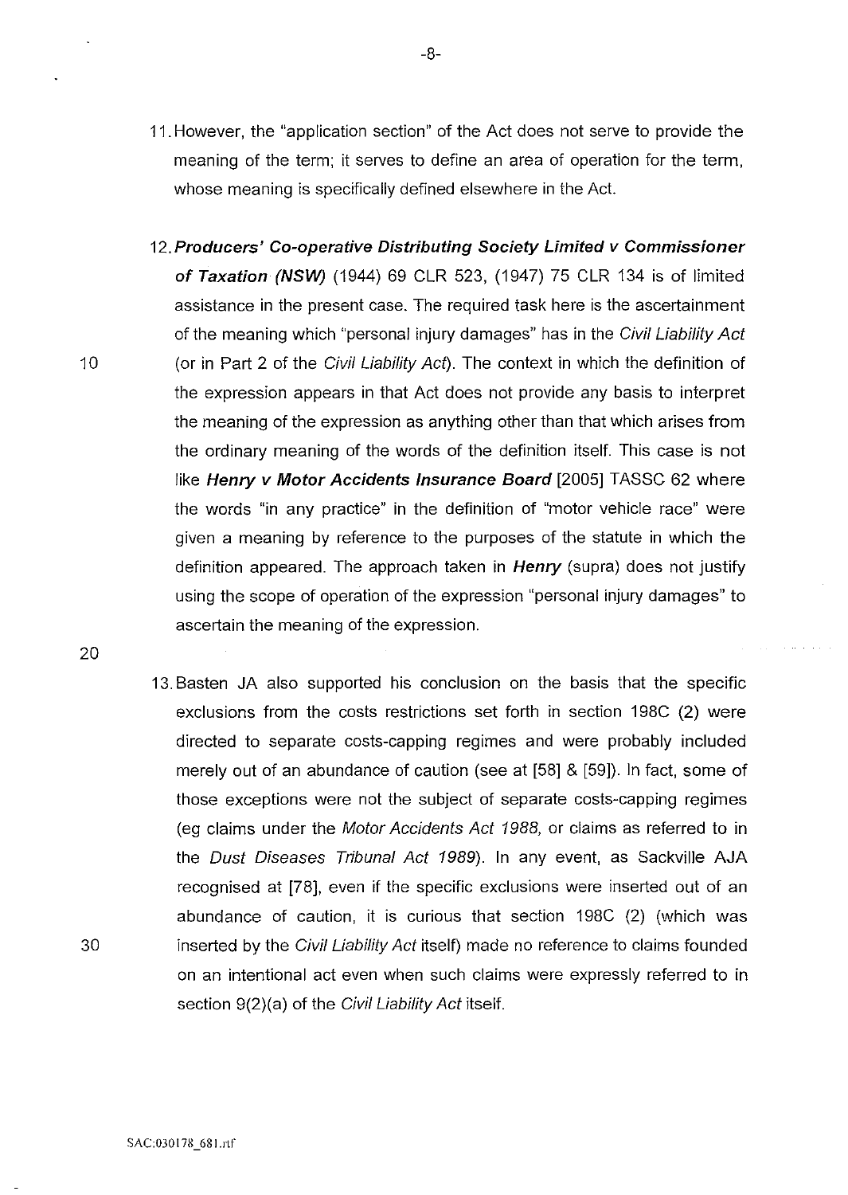11. However, the "application section" of the Act does not serve to provide the meaning of the term; it serves to define an area of operation for the term, whose meaning is specifically defined elsewhere in the Act.

12. ***Producers' Co-operative Distributing Society Limited v Commissioner of Taxation (NSW)*** (1944) 69 CLR 523, (1947) 75 CLR 134 is of limited assistance in the present case. The required task here is the ascertainment of the meaning which "personal injury damages" has in the *Civil Liability Act* (or in Part 2 of the *Civil Liability Act*). The context in which the definition of the expression appears in that Act does not provide any basis to interpret the meaning of the expression as anything other than that which arises from the ordinary meaning of the words of the definition itself. This case is not like ***Henry v Motor Accidents Insurance Board*** [2005] TASSC 62 where the words "in any practice" in the definition of "motor vehicle race" were given a meaning by reference to the purposes of the statute in which the definition appeared. The approach taken in ***Henry*** (supra) does not justify using the scope of operation of the expression "personal injury damages" to ascertain the meaning of the expression.

13. Basten JA also supported his conclusion on the basis that the specific exclusions from the costs restrictions set forth in section 198C (2) were directed to separate costs-capping regimes and were probably included merely out of an abundance of caution (see at [58] & [59]). In fact, some of those exceptions were not the subject of separate costs-capping regimes (eg claims under the *Motor Accidents Act 1988*, or claims as referred to in the *Dust Diseases Tribunal Act 1989*). In any event, as Sackville AJA recognised at [78], even if the specific exclusions were inserted out of an abundance of caution, it is curious that section 198C (2) (which was inserted by the *Civil Liability Act* itself) made no reference to claims founded on an intentional act even when such claims were expressly referred to in section 9(2)(a) of the *Civil Liability Act* itself.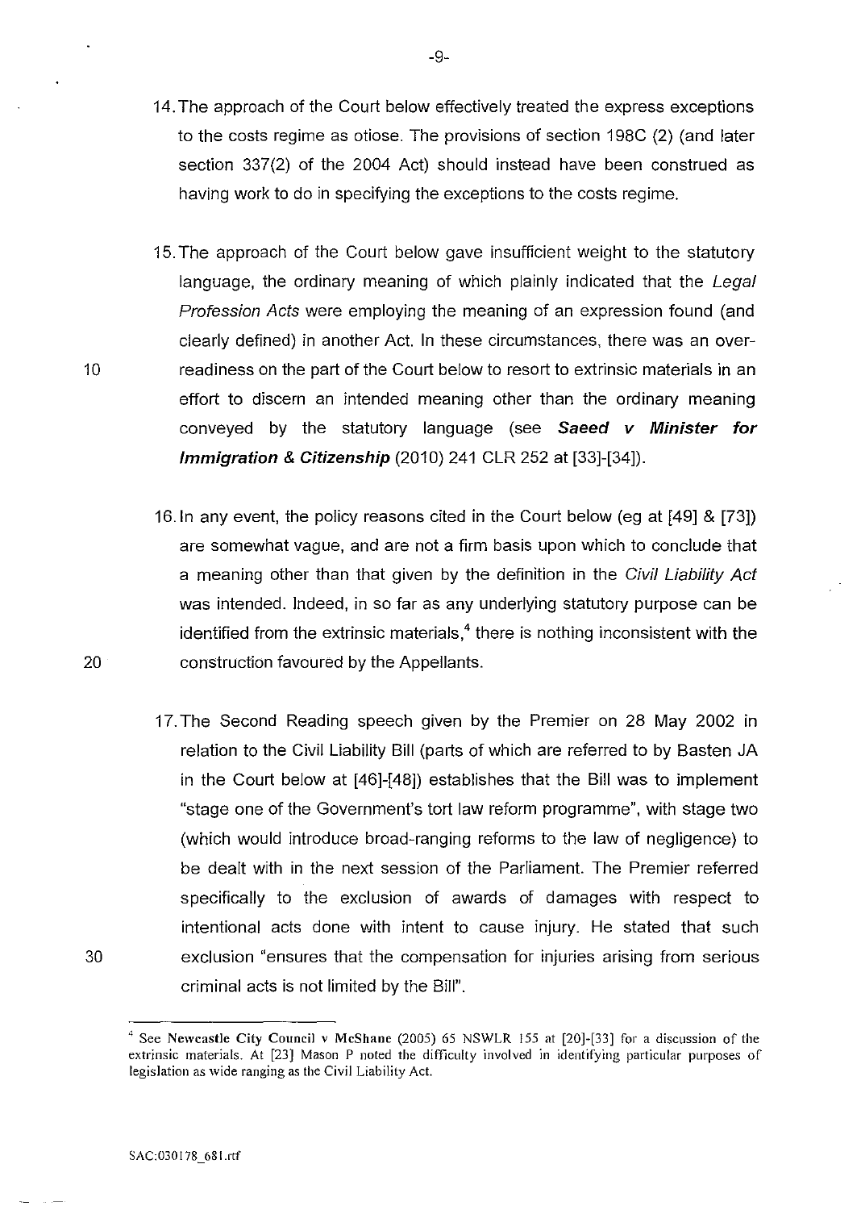14. The approach of the Court below effectively treated the express exceptions to the costs regime as otiose. The provisions of section 198C (2) (and later section 337(2) of the 2004 Act) should instead have been construed as having work to do in specifying the exceptions to the costs regime.

15. The approach of the Court below gave insufficient weight to the statutory language, the ordinary meaning of which plainly indicated that the *Legal Profession Acts* were employing the meaning of an expression found (and clearly defined) in another Act. In these circumstances, there was an over-readiness on the part of the Court below to resort to extrinsic materials in an effort to discern an intended meaning other than the ordinary meaning conveyed by the statutory language (see ***Saeed v Minister for Immigration & Citizenship*** (2010) 241 CLR 252 at [33]-[34]).

16. In any event, the policy reasons cited in the Court below (eg at [49] & [73]) are somewhat vague, and are not a firm basis upon which to conclude that a meaning other than that given by the definition in the *Civil Liability Act* was intended. Indeed, in so far as any underlying statutory purpose can be identified from the extrinsic materials,[4] there is nothing inconsistent with the construction favoured by the Appellants.

17. The Second Reading speech given by the Premier on 28 May 2002 in relation to the Civil Liability Bill (parts of which are referred to by Basten JA in the Court below at [46]-[48]) establishes that the Bill was to implement "stage one of the Government's tort law reform programme", with stage two (which would introduce broad-ranging reforms to the law of negligence) to be dealt with in the next session of the Parliament. The Premier referred specifically to the exclusion of awards of damages with respect to intentional acts done with intent to cause injury. He stated that such exclusion "ensures that the compensation for injuries arising from serious criminal acts is not limited by the Bill".

---

[4] See **Newcastle City Council v McShane** (2005) 65 NSWLR 155 at [20]-[33] for a discussion of the extrinsic materials. At [23] Mason P noted the difficulty involved in identifying particular purposes of legislation as wide ranging as the Civil Liability Act.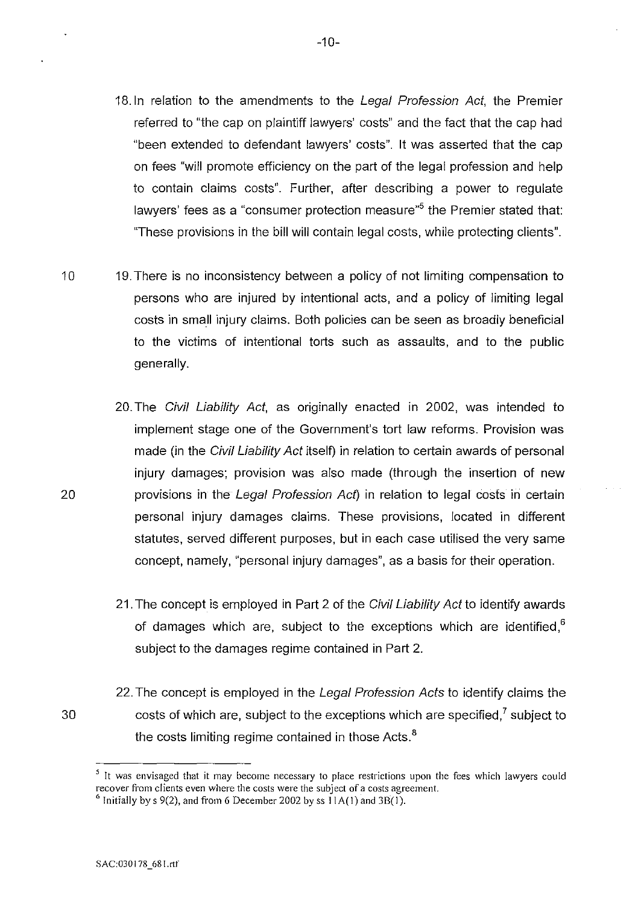18. In relation to the amendments to the *Legal Profession Act*, the Premier referred to "the cap on plaintiff lawyers' costs" and the fact that the cap had "been extended to defendant lawyers' costs". It was asserted that the cap on fees "will promote efficiency on the part of the legal profession and help to contain claims costs". Further, after describing a power to regulate lawyers' fees as a "consumer protection measure"[5] the Premier stated that: "These provisions in the bill will contain legal costs, while protecting clients".

19. There is no inconsistency between a policy of not limiting compensation to persons who are injured by intentional acts, and a policy of limiting legal costs in small injury claims. Both policies can be seen as broadly beneficial to the victims of intentional torts such as assaults, and to the public generally.

20. The *Civil Liability Act*, as originally enacted in 2002, was intended to implement stage one of the Government's tort law reforms. Provision was made (in the *Civil Liability Act* itself) in relation to certain awards of personal injury damages; provision was also made (through the insertion of new provisions in the *Legal Profession Act*) in relation to legal costs in certain personal injury damages claims. These provisions, located in different statutes, served different purposes, but in each case utilised the very same concept, namely, "personal injury damages", as a basis for their operation.

21. The concept is employed in Part 2 of the *Civil Liability Act* to identify awards of damages which are, subject to the exceptions which are identified,[6] subject to the damages regime contained in Part 2.

22. The concept is employed in the *Legal Profession Acts* to identify claims the costs of which are, subject to the exceptions which are specified,[7] subject to the costs limiting regime contained in those Acts.[8]

---

[5] It was envisaged that it may become necessary to place restrictions upon the fees which lawyers could recover from clients even where the costs were the subject of a costs agreement.

[6] Initially by s 9(2), and from 6 December 2002 by ss 11A(1) and 3B(1).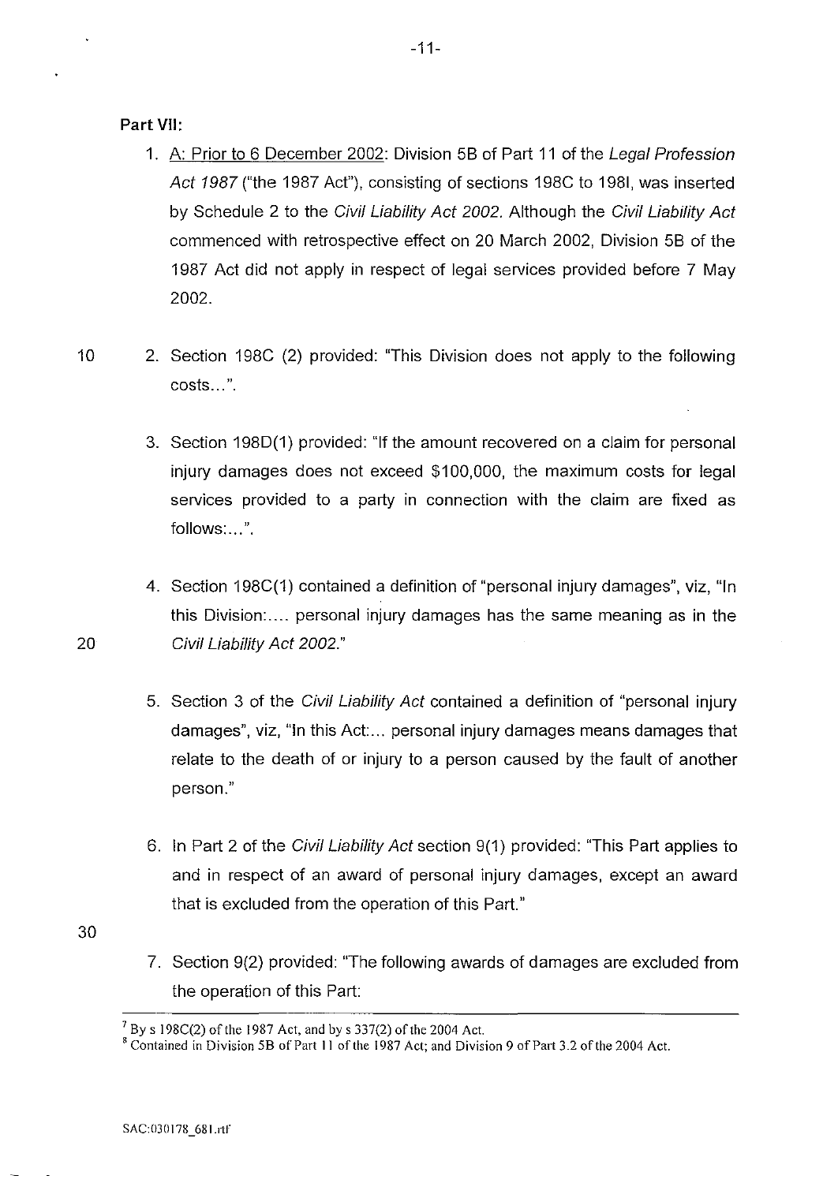**Part VII:**

1. A: Prior to 6 December 2002: Division 5B of Part 11 of the *Legal Profession Act 1987* ("the 1987 Act"), consisting of sections 198C to 198I, was inserted by Schedule 2 to the *Civil Liability Act 2002.* Although the *Civil Liability Act* commenced with retrospective effect on 20 March 2002, Division 5B of the 1987 Act did not apply in respect of legal services provided before 7 May 2002.

2. Section 198C (2) provided: "This Division does not apply to the following costs…".

3. Section 198D(1) provided: "If the amount recovered on a claim for personal injury damages does not exceed $100,000, the maximum costs for legal services provided to a party in connection with the claim are fixed as follows:…".

4. Section 198C(1) contained a definition of "personal injury damages", viz, "In this Division:…. personal injury damages has the same meaning as in the *Civil Liability Act 2002.*"

5. Section 3 of the *Civil Liability Act* contained a definition of "personal injury damages", viz, "In this Act:… personal injury damages means damages that relate to the death of or injury to a person caused by the fault of another person."

6. In Part 2 of the *Civil Liability Act* section 9(1) provided: "This Part applies to and in respect of an award of personal injury damages, except an award that is excluded from the operation of this Part."

7. Section 9(2) provided: "The following awards of damages are excluded from the operation of this Part:

---

[7] By s 198C(2) of the 1987 Act, and by s 337(2) of the 2004 Act.

[8] Contained in Division 5B of Part 11 of the 1987 Act; and Division 9 of Part 3.2 of the 2004 Act.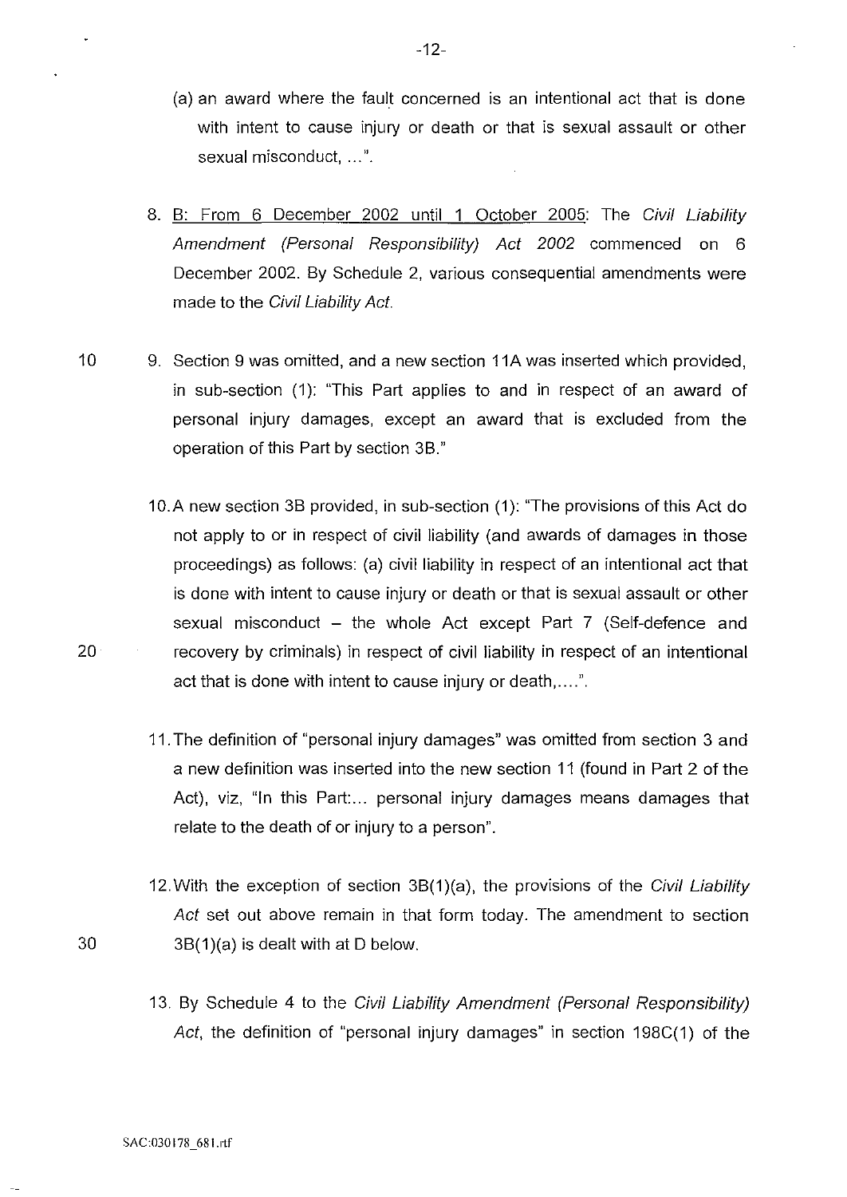(a) an award where the fault concerned is an intentional act that is done with intent to cause injury or death or that is sexual assault or other sexual misconduct, ...".

8. <u>B: From 6 December 2002 until 1 October 2005</u>: The *Civil Liability Amendment (Personal Responsibility) Act 2002* commenced on 6 December 2002. By Schedule 2, various consequential amendments were made to the *Civil Liability Act*.

9. Section 9 was omitted, and a new section 11A was inserted which provided, in sub-section (1): "This Part applies to and in respect of an award of personal injury damages, except an award that is excluded from the operation of this Part by section 3B."

10. A new section 3B provided, in sub-section (1): "The provisions of this Act do not apply to or in respect of civil liability (and awards of damages in those proceedings) as follows: (a) civil liability in respect of an intentional act that is done with intent to cause injury or death or that is sexual assault or other sexual misconduct – the whole Act except Part 7 (Self-defence and recovery by criminals) in respect of civil liability in respect of an intentional act that is done with intent to cause injury or death,....".

11. The definition of "personal injury damages" was omitted from section 3 and a new definition was inserted into the new section 11 (found in Part 2 of the Act), viz, "In this Part:... personal injury damages means damages that relate to the death of or injury to a person".

12. With the exception of section 3B(1)(a), the provisions of the *Civil Liability Act* set out above remain in that form today. The amendment to section 3B(1)(a) is dealt with at D below.

13. By Schedule 4 to the *Civil Liability Amendment (Personal Responsibility) Act*, the definition of "personal injury damages" in section 198C(1) of the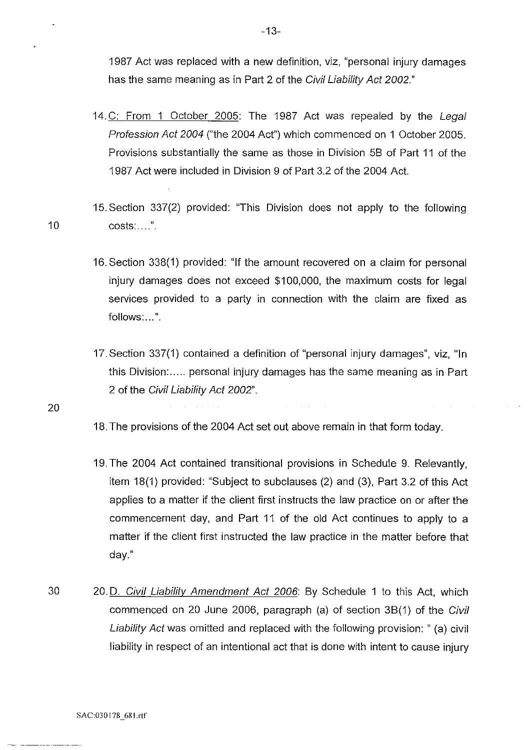1987 Act was replaced with a new definition, viz, "personal injury damages has the same meaning as in Part 2 of the *Civil Liability Act 2002*."

14. C: From 1 October 2005: The 1987 Act was repealed by the *Legal Profession Act 2004* ("the 2004 Act") which commenced on 1 October 2005. Provisions substantially the same as those in Division 5B of Part 11 of the 1987 Act were included in Division 9 of Part 3.2 of the 2004 Act.

15. Section 337(2) provided: "This Division does not apply to the following costs:....".

16. Section 338(1) provided: "If the amount recovered on a claim for personal injury damages does not exceed $100,000, the maximum costs for legal services provided to a party in connection with the claim are fixed as follows:...".

17. Section 337(1) contained a definition of "personal injury damages", viz, "In this Division:..... personal injury damages has the same meaning as in Part 2 of the *Civil Liability Act 2002*".

18. The provisions of the 2004 Act set out above remain in that form today.

19. The 2004 Act contained transitional provisions in Schedule 9. Relevantly, item 18(1) provided: "Subject to subclauses (2) and (3), Part 3.2 of this Act applies to a matter if the client first instructs the law practice on or after the commencement day, and Part 11 of the old Act continues to apply to a matter if the client first instructed the law practice in the matter before that day."

20. D. *Civil Liability Amendment Act 2006*: By Schedule 1 to this Act, which commenced on 20 June 2006, paragraph (a) of section 3B(1) of the *Civil Liability Act* was omitted and replaced with the following provision: " (a) civil liability in respect of an intentional act that is done with intent to cause injury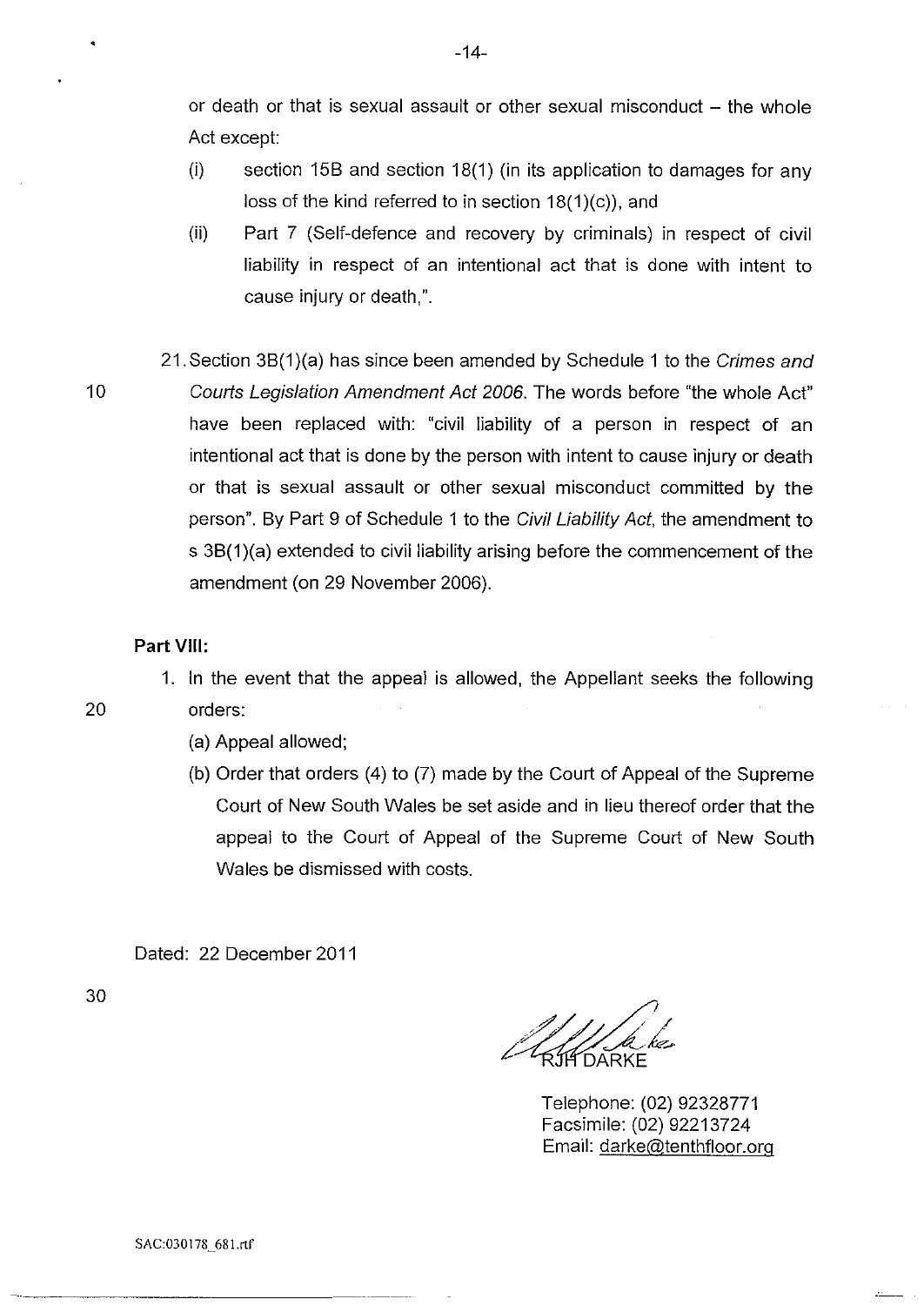or death or that is sexual assault or other sexual misconduct – the whole Act except:

(i) section 15B and section 18(1) (in its application to damages for any loss of the kind referred to in section 18(1)(c)), and

(ii) Part 7 (Self-defence and recovery by criminals) in respect of civil liability in respect of an intentional act that is done with intent to cause injury or death,".

21. Section 3B(1)(a) has since been amended by Schedule 1 to the *Crimes and Courts Legislation Amendment Act 2006*. The words before "the whole Act" have been replaced with: "civil liability of a person in respect of an intentional act that is done by the person with intent to cause injury or death or that is sexual assault or other sexual misconduct committed by the person". By Part 9 of Schedule 1 to the *Civil Liability Act*, the amendment to s 3B(1)(a) extended to civil liability arising before the commencement of the amendment (on 29 November 2006).

**Part VIII:**

1. In the event that the appeal is allowed, the Appellant seeks the following orders:
   (a) Appeal allowed;
   (b) Order that orders (4) to (7) made by the Court of Appeal of the Supreme Court of New South Wales be set aside and in lieu thereof order that the appeal to the Court of Appeal of the Supreme Court of New South Wales be dismissed with costs.

Dated: 22 December 2011

RJH DARKE

Telephone: (02) 92328771
Facsimile: (02) 92213724
Email: darke@tenthfloor.org

SAC:030178_681.rtf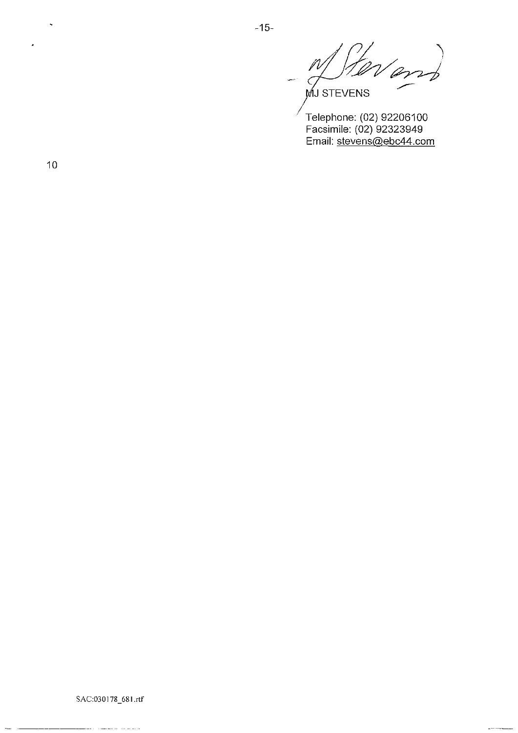MJ STEVENS

Telephone: (02) 92206100
Facsimile: (02) 92323949
Email: stevens@ebc44.com

10

SAC:030178_681.rtf